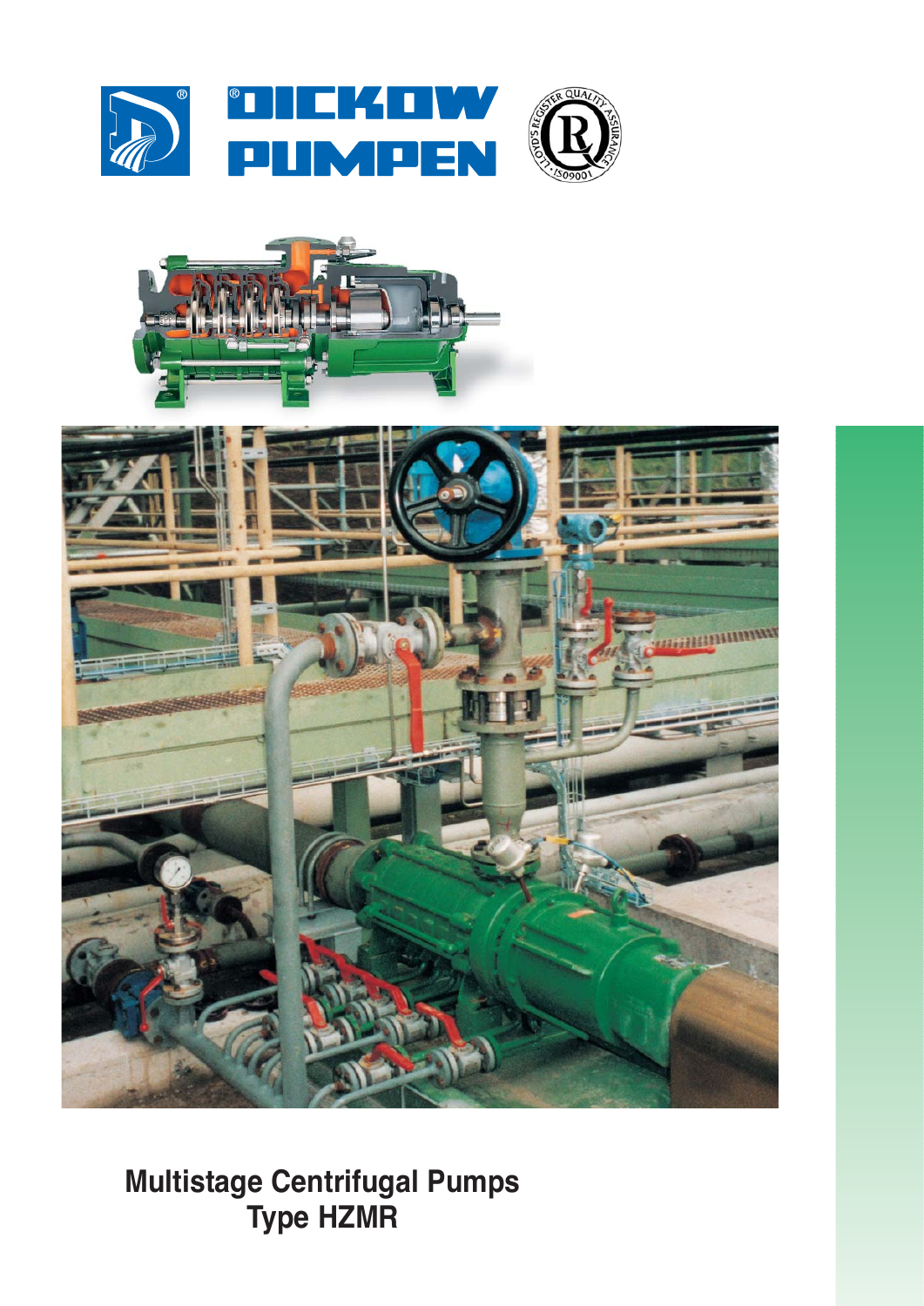DICKOW PUMPEN

# Multistage Centrifugal Pumps
# Type HZMR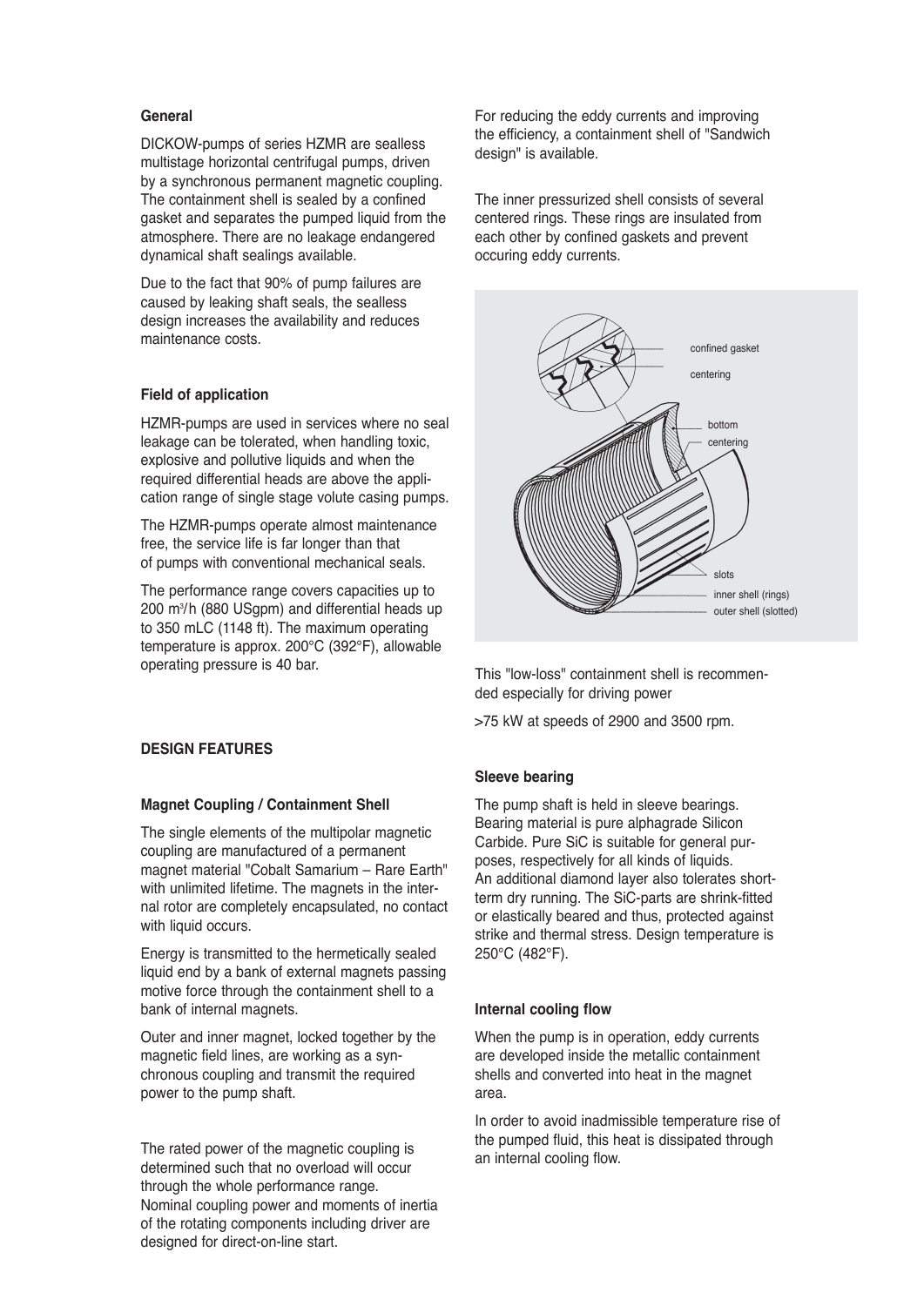## General

DICKOW-pumps of series HZMR are sealless multistage horizontal centrifugal pumps, driven by a synchronous permanent magnetic coupling. The containment shell is sealed by a confined gasket and separates the pumped liquid from the atmosphere. There are no leakage endangered dynamical shaft sealings available.

Due to the fact that 90% of pump failures are caused by leaking shaft seals, the sealless design increases the availability and reduces maintenance costs.

## Field of application

HZMR-pumps are used in services where no seal leakage can be tolerated, when handling toxic, explosive and pollutive liquids and when the required differential heads are above the application range of single stage volute casing pumps.

The HZMR-pumps operate almost maintenance free, the service life is far longer than that of pumps with conventional mechanical seals.

The performance range covers capacities up to 200 $m^3/h$ (880 USgpm) and differential heads up to 350 mLC (1148 ft). The maximum operating temperature is approx. 200°C (392°F), allowable operating pressure is 40 bar.

## DESIGN FEATURES

### Magnet Coupling / Containment Shell

The single elements of the multipolar magnetic coupling are manufactured of a permanent magnet material "Cobalt Samarium – Rare Earth" with unlimited lifetime. The magnets in the internal rotor are completely encapsulated, no contact with liquid occurs.

Energy is transmitted to the hermetically sealed liquid end by a bank of external magnets passing motive force through the containment shell to a bank of internal magnets.

Outer and inner magnet, locked together by the magnetic field lines, are working as a synchronous coupling and transmit the required power to the pump shaft.

The rated power of the magnetic coupling is determined such that no overload will occur through the whole performance range. Nominal coupling power and moments of inertia of the rotating components including driver are designed for direct-on-line start.

For reducing the eddy currents and improving the efficiency, a containment shell of "Sandwich design" is available.

The inner pressurized shell consists of several centered rings. These rings are insulated from each other by confined gaskets and prevent occuring eddy currents.

confined gasket
centering
bottom
centering
slots
inner shell (rings)
outer shell (slotted)

This "low-loss" containment shell is recommended especially for driving power

>75 kW at speeds of 2900 and 3500 rpm.

### Sleeve bearing

The pump shaft is held in sleeve bearings. Bearing material is pure alphagrade Silicon Carbide. Pure SiC is suitable for general purposes, respectively for all kinds of liquids. An additional diamond layer also tolerates short-term dry running. The SiC-parts are shrink-fitted or elastically beared and thus, protected against strike and thermal stress. Design temperature is 250°C (482°F).

### Internal cooling flow

When the pump is in operation, eddy currents are developed inside the metallic containment shells and converted into heat in the magnet area.

In order to avoid inadmissible temperature rise of the pumped fluid, this heat is dissipated through an internal cooling flow.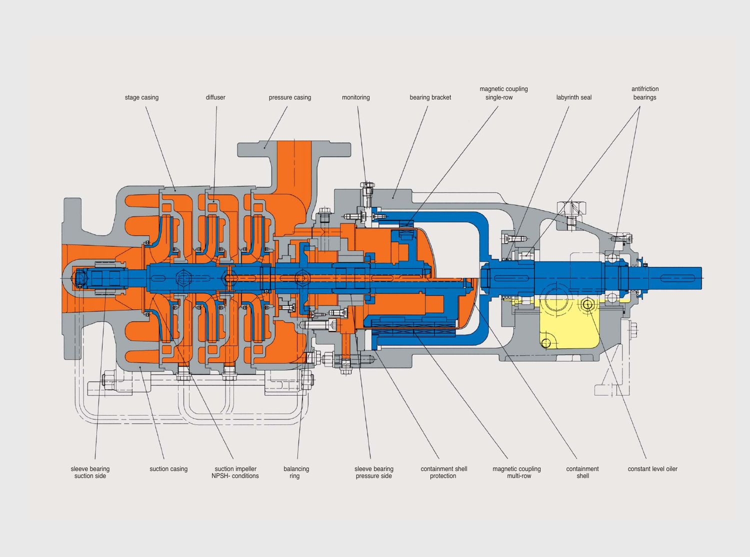stage casing

diffuser

pressure casing

monitoring

bearing bracket

magnetic coupling single-row

labyrinth seal

antifriction bearings

sleeve bearing suction side

suction casing

suction impeller NPSH- conditions

balancing ring

sleeve bearing pressure side

containment shell protection

magnetic coupling multi-row

containment shell

constant level oiler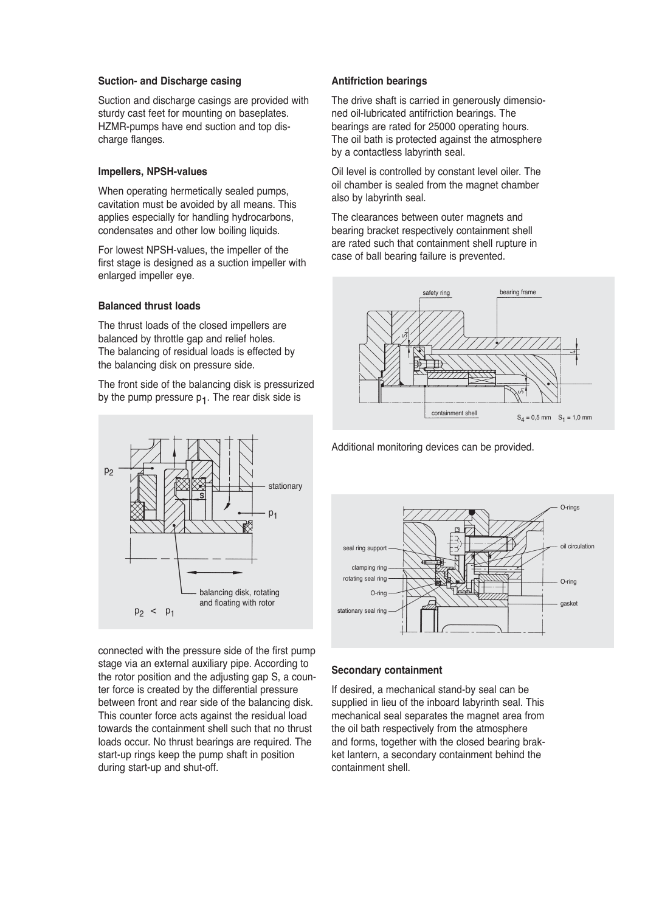### Suction- and Discharge casing

Suction and discharge casings are provided with sturdy cast feet for mounting on baseplates. HZMR-pumps have end suction and top discharge flanges.

### Impellers, NPSH-values

When operating hermetically sealed pumps, cavitation must be avoided by all means. This applies especially for handling hydrocarbons, condensates and other low boiling liquids.

For lowest NPSH-values, the impeller of the first stage is designed as a suction impeller with enlarged impeller eye.

### Balanced thrust loads

The thrust loads of the closed impellers are balanced by throttle gap and relief holes. The balancing of residual loads is effected by the balancing disk on pressure side.

The front side of the balancing disk is pressurized by the pump pressure $p_1$. The rear disk side is connected with the pressure side of the first pump stage via an external auxiliary pipe. According to the rotor position and the adjusting gap S, a counter force is created by the differential pressure between front and rear side of the balancing disk. This counter force acts against the residual load towards the containment shell such that no thrust loads occur. No thrust bearings are required. The start-up rings keep the pump shaft in position during start-up and shut-off.

### Antifriction bearings

The drive shaft is carried in generously dimensioned oil-lubricated antifriction bearings. The bearings are rated for 25000 operating hours. The oil bath is protected against the atmosphere by a contactless labyrinth seal.

Oil level is controlled by constant level oiler. The oil chamber is sealed from the magnet chamber also by labyrinth seal.

The clearances between outer magnets and bearing bracket respectively containment shell are rated such that containment shell rupture in case of ball bearing failure is prevented.

Additional monitoring devices can be provided.

### Secondary containment

If desired, a mechanical stand-by seal can be supplied in lieu of the inboard labyrinth seal. This mechanical seal separates the magnet area from the oil bath respectively from the atmosphere and forms, together with the closed bearing brakket lantern, a secondary containment behind the containment shell.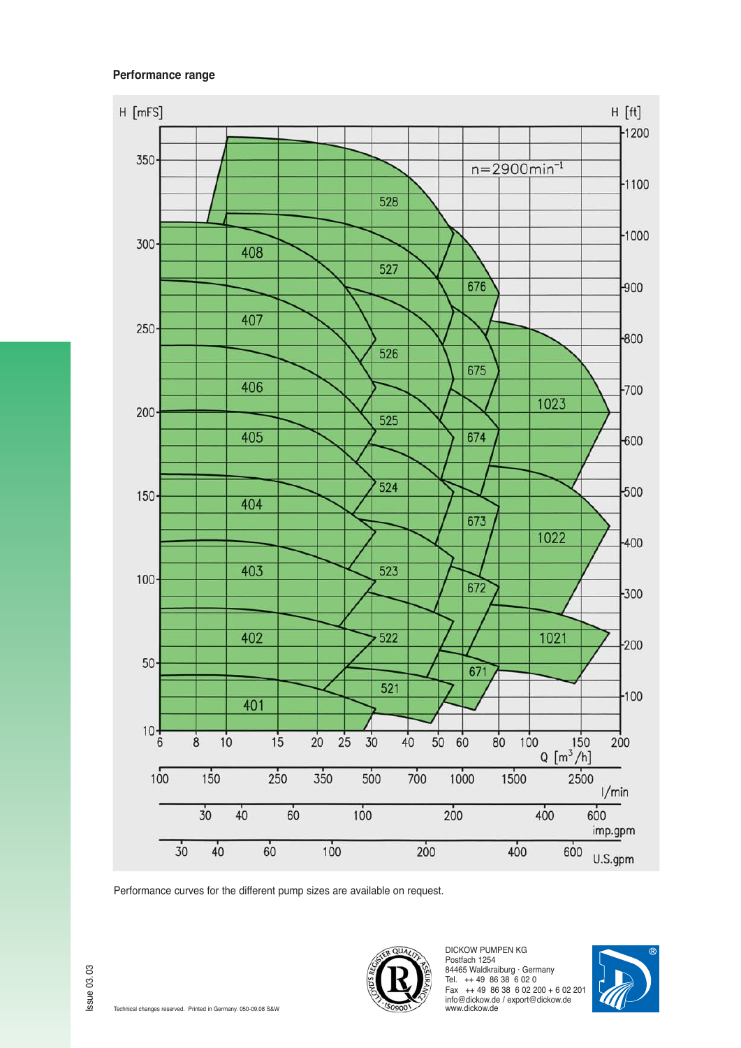## Performance range

H [mFS]

H [ft]

n=2900min$^{-1}$

528
527
526
525
524
523
522
521
408
407
406
405
404
403
402
401
676
675
674
673
672
671
1023
1022
1021

350
300
250
200
150
100
50
10

1200
1100
1000
900
800
700
600
500
400
300
200
100

6 8 10 15 20 25 30 40 50 60 80 100 150 200

Q [m$^3$/h]

100 150 250 350 500 700 1000 1500 2500

l/min

30 40 60 100 200 400 600

imp.gpm

30 40 60 100 200 400 600

U.S.gpm

Performance curves for the different pump sizes are available on request.

Technical changes reserved. Printed in Germany. 050-09.08 S&W

DICKOW PUMPEN KG
Postfach 1254
84465 Waldkraiburg · Germany
Tel. ++ 49 86 38 6 02 0
Fax ++ 49 86 38 6 02 200 + 6 02 201
info@dickow.de / export@dickow.de
www.dickow.de

Issue 03.03